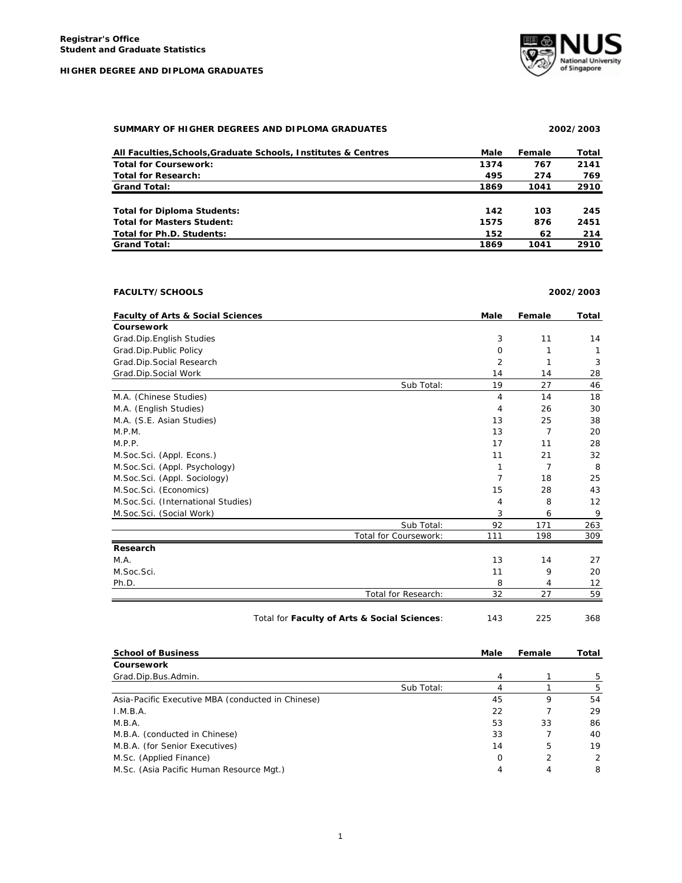**Registrar's Office**
**Student and Graduate Statistics**

**HIGHER DEGREE AND DIPLOMA GRADUATES**

## SUMMARY OF HIGHER DEGREES AND DIPLOMA GRADUATES — 2002/2003

| All Faculties,Schools,Graduate Schools, Institutes & Centres | Male | Female | Total |
|---|---|---|---|
| **Total for Coursework:** | **1374** | **767** | **2141** |
| **Total for Research:** | **495** | **274** | **769** |
| **Grand Total:** | **1869** | **1041** | **2910** |
| | | | |
| **Total for Diploma Students:** | **142** | **103** | **245** |
| **Total for Masters Student:** | **1575** | **876** | **2451** |
| **Total for Ph.D. Students:** | **152** | **62** | **214** |
| **Grand Total:** | **1869** | **1041** | **2910** |

## FACULTY/SCHOOLS — 2002/2003

| Faculty of Arts & Social Sciences | Male | Female | Total |
|---|---|---|---|
| **Coursework** | | | |
| Grad.Dip.English Studies | 3 | 11 | 14 |
| Grad.Dip.Public Policy | 0 | 1 | 1 |
| Grad.Dip.Social Research | 2 | 1 | 3 |
| Grad.Dip.Social Work | 14 | 14 | 28 |
| Sub Total: | 19 | 27 | 46 |
| M.A. (Chinese Studies) | 4 | 14 | 18 |
| M.A. (English Studies) | 4 | 26 | 30 |
| M.A. (S.E. Asian Studies) | 13 | 25 | 38 |
| M.P.M. | 13 | 7 | 20 |
| M.P.P. | 17 | 11 | 28 |
| M.Soc.Sci. (Appl. Econs.) | 11 | 21 | 32 |
| M.Soc.Sci. (Appl. Psychology) | 1 | 7 | 8 |
| M.Soc.Sci. (Appl. Sociology) | 7 | 18 | 25 |
| M.Soc.Sci. (Economics) | 15 | 28 | 43 |
| M.Soc.Sci. (International Studies) | 4 | 8 | 12 |
| M.Soc.Sci. (Social Work) | 3 | 6 | 9 |
| Sub Total: | 92 | 171 | 263 |
| Total for Coursework: | 111 | 198 | 309 |
| **Research** | | | |
| M.A. | 13 | 14 | 27 |
| M.Soc.Sci. | 11 | 9 | 20 |
| Ph.D. | 8 | 4 | 12 |
| Total for Research: | 32 | 27 | 59 |
| Total for **Faculty of Arts & Social Sciences**: | 143 | 225 | 368 |

| School of Business | Male | Female | Total |
|---|---|---|---|
| **Coursework** | | | |
| Grad.Dip.Bus.Admin. | 4 | 1 | 5 |
| Sub Total: | 4 | 1 | 5 |
| Asia-Pacific Executive MBA (conducted in Chinese) | 45 | 9 | 54 |
| I.M.B.A. | 22 | 7 | 29 |
| M.B.A. | 53 | 33 | 86 |
| M.B.A. (conducted in Chinese) | 33 | 7 | 40 |
| M.B.A. (for Senior Executives) | 14 | 5 | 19 |
| M.Sc. (Applied Finance) | 0 | 2 | 2 |
| M.Sc. (Asia Pacific Human Resource Mgt.) | 4 | 4 | 8 |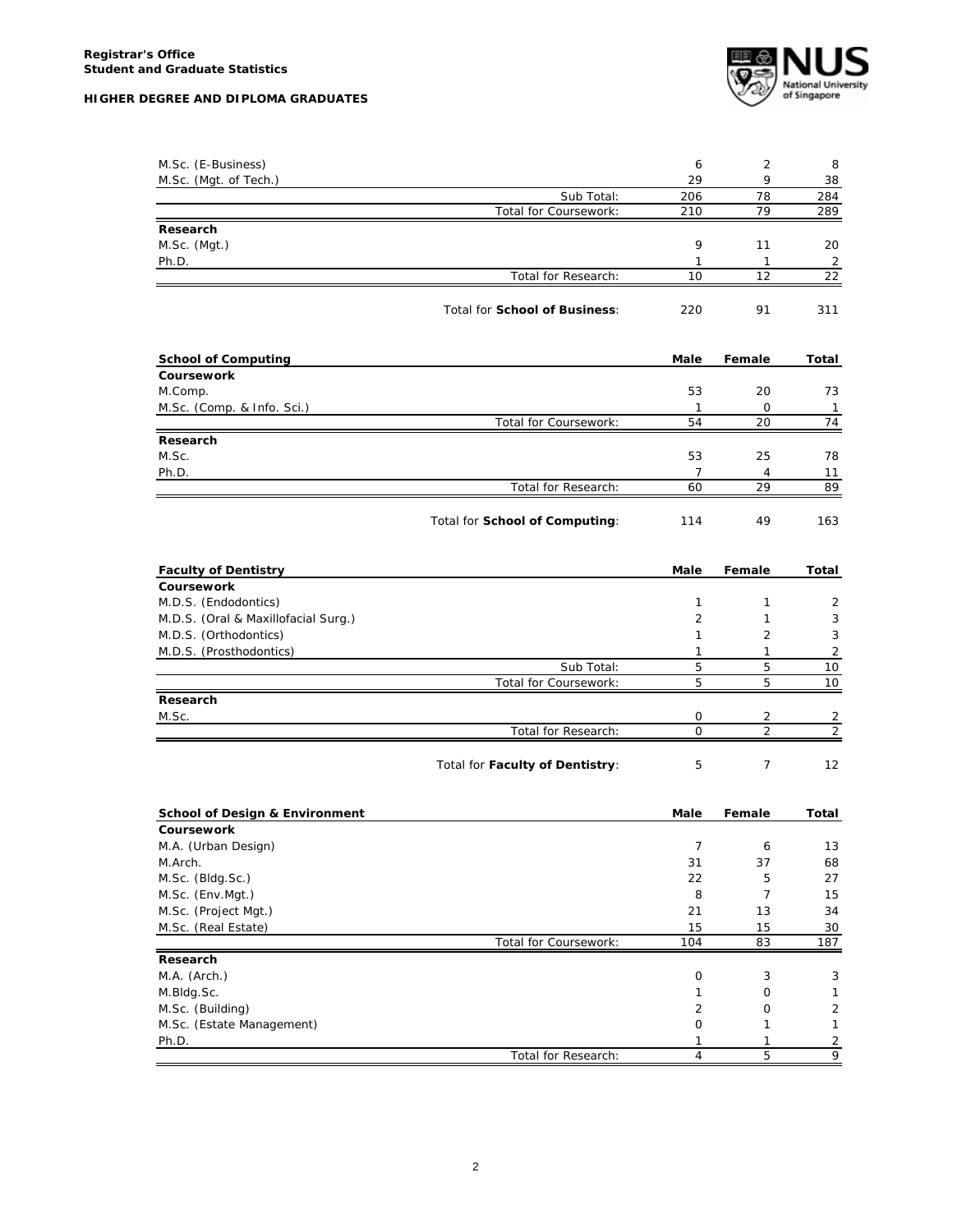| | Male | Female | Total |
|---|---|---|---|
| M.Sc. (E-Business) | 6 | 2 | 8 |
| M.Sc. (Mgt. of Tech.) | 29 | 9 | 38 |
| Sub Total: | 206 | 78 | 284 |
| Total for Coursework: | 210 | 79 | 289 |
| **Research** | | | |
| M.Sc. (Mgt.) | 9 | 11 | 20 |
| Ph.D. | 1 | 1 | 2 |
| Total for Research: | 10 | 12 | 22 |
| Total for **School of Business**: | 220 | 91 | 311 |

| **School of Computing** | **Male** | **Female** | **Total** |
|---|---|---|---|
| **Coursework** | | | |
| M.Comp. | 53 | 20 | 73 |
| M.Sc. (Comp. & Info. Sci.) | 1 | 0 | 1 |
| Total for Coursework: | 54 | 20 | 74 |
| **Research** | | | |
| M.Sc. | 53 | 25 | 78 |
| Ph.D. | 7 | 4 | 11 |
| Total for Research: | 60 | 29 | 89 |
| Total for **School of Computing**: | 114 | 49 | 163 |

| **Faculty of Dentistry** | **Male** | **Female** | **Total** |
|---|---|---|---|
| **Coursework** | | | |
| M.D.S. (Endodontics) | 1 | 1 | 2 |
| M.D.S. (Oral & Maxillofacial Surg.) | 2 | 1 | 3 |
| M.D.S. (Orthodontics) | 1 | 2 | 3 |
| M.D.S. (Prosthodontics) | 1 | 1 | 2 |
| Sub Total: | 5 | 5 | 10 |
| Total for Coursework: | 5 | 5 | 10 |
| **Research** | | | |
| M.Sc. | 0 | 2 | 2 |
| Total for Research: | 0 | 2 | 2 |
| Total for **Faculty of Dentistry**: | 5 | 7 | 12 |

| **School of Design & Environment** | **Male** | **Female** | **Total** |
|---|---|---|---|
| **Coursework** | | | |
| M.A. (Urban Design) | 7 | 6 | 13 |
| M.Arch. | 31 | 37 | 68 |
| M.Sc. (Bldg.Sc.) | 22 | 5 | 27 |
| M.Sc. (Env.Mgt.) | 8 | 7 | 15 |
| M.Sc. (Project Mgt.) | 21 | 13 | 34 |
| M.Sc. (Real Estate) | 15 | 15 | 30 |
| Total for Coursework: | 104 | 83 | 187 |
| **Research** | | | |
| M.A. (Arch.) | 0 | 3 | 3 |
| M.Bldg.Sc. | 1 | 0 | 1 |
| M.Sc. (Building) | 2 | 0 | 2 |
| M.Sc. (Estate Management) | 0 | 1 | 1 |
| Ph.D. | 1 | 1 | 2 |
| Total for Research: | 4 | 5 | 9 |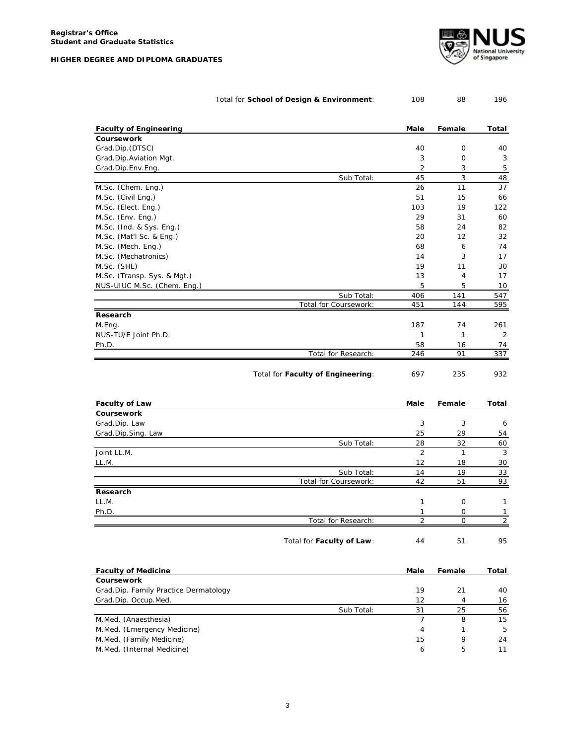| | Male | Female | Total |
|---|---|---|---|
| Total for **School of Design & Environment**: | 108 | 88 | 196 |

| Faculty of Engineering | Male | Female | Total |
|---|---|---|---|
| **Coursework** | | | |
| Grad.Dip.(DTSC) | 40 | 0 | 40 |
| Grad.Dip.Aviation Mgt. | 3 | 0 | 3 |
| Grad.Dip.Env.Eng. | 2 | 3 | 5 |
| Sub Total: | 45 | 3 | 48 |
| M.Sc. (Chem. Eng.) | 26 | 11 | 37 |
| M.Sc. (Civil Eng.) | 51 | 15 | 66 |
| M.Sc. (Elect. Eng.) | 103 | 19 | 122 |
| M.Sc. (Env. Eng.) | 29 | 31 | 60 |
| M.Sc. (Ind. & Sys. Eng.) | 58 | 24 | 82 |
| M.Sc. (Mat'l Sc. & Eng.) | 20 | 12 | 32 |
| M.Sc. (Mech. Eng.) | 68 | 6 | 74 |
| M.Sc. (Mechatronics) | 14 | 3 | 17 |
| M.Sc. (SHE) | 19 | 11 | 30 |
| M.Sc. (Transp. Sys. & Mgt.) | 13 | 4 | 17 |
| NUS-UIUC M.Sc. (Chem. Eng.) | 5 | 5 | 10 |
| Sub Total: | 406 | 141 | 547 |
| Total for Coursework: | 451 | 144 | 595 |
| **Research** | | | |
| M.Eng. | 187 | 74 | 261 |
| NUS-TU/E Joint Ph.D. | 1 | 1 | 2 |
| Ph.D. | 58 | 16 | 74 |
| Total for Research: | 246 | 91 | 337 |
| Total for **Faculty of Engineering**: | 697 | 235 | 932 |

| Faculty of Law | Male | Female | Total |
|---|---|---|---|
| **Coursework** | | | |
| Grad.Dip. Law | 3 | 3 | 6 |
| Grad.Dip.Sing. Law | 25 | 29 | 54 |
| Sub Total: | 28 | 32 | 60 |
| Joint LL.M. | 2 | 1 | 3 |
| LL.M. | 12 | 18 | 30 |
| Sub Total: | 14 | 19 | 33 |
| Total for Coursework: | 42 | 51 | 93 |
| **Research** | | | |
| LL.M. | 1 | 0 | 1 |
| Ph.D. | 1 | 0 | 1 |
| Total for Research: | 2 | 0 | 2 |
| Total for **Faculty of Law**: | 44 | 51 | 95 |

| Faculty of Medicine | Male | Female | Total |
|---|---|---|---|
| **Coursework** | | | |
| Grad.Dip. Family Practice Dermatology | 19 | 21 | 40 |
| Grad.Dip. Occup.Med. | 12 | 4 | 16 |
| Sub Total: | 31 | 25 | 56 |
| M.Med. (Anaesthesia) | 7 | 8 | 15 |
| M.Med. (Emergency Medicine) | 4 | 1 | 5 |
| M.Med. (Family Medicine) | 15 | 9 | 24 |
| M.Med. (Internal Medicine) | 6 | 5 | 11 |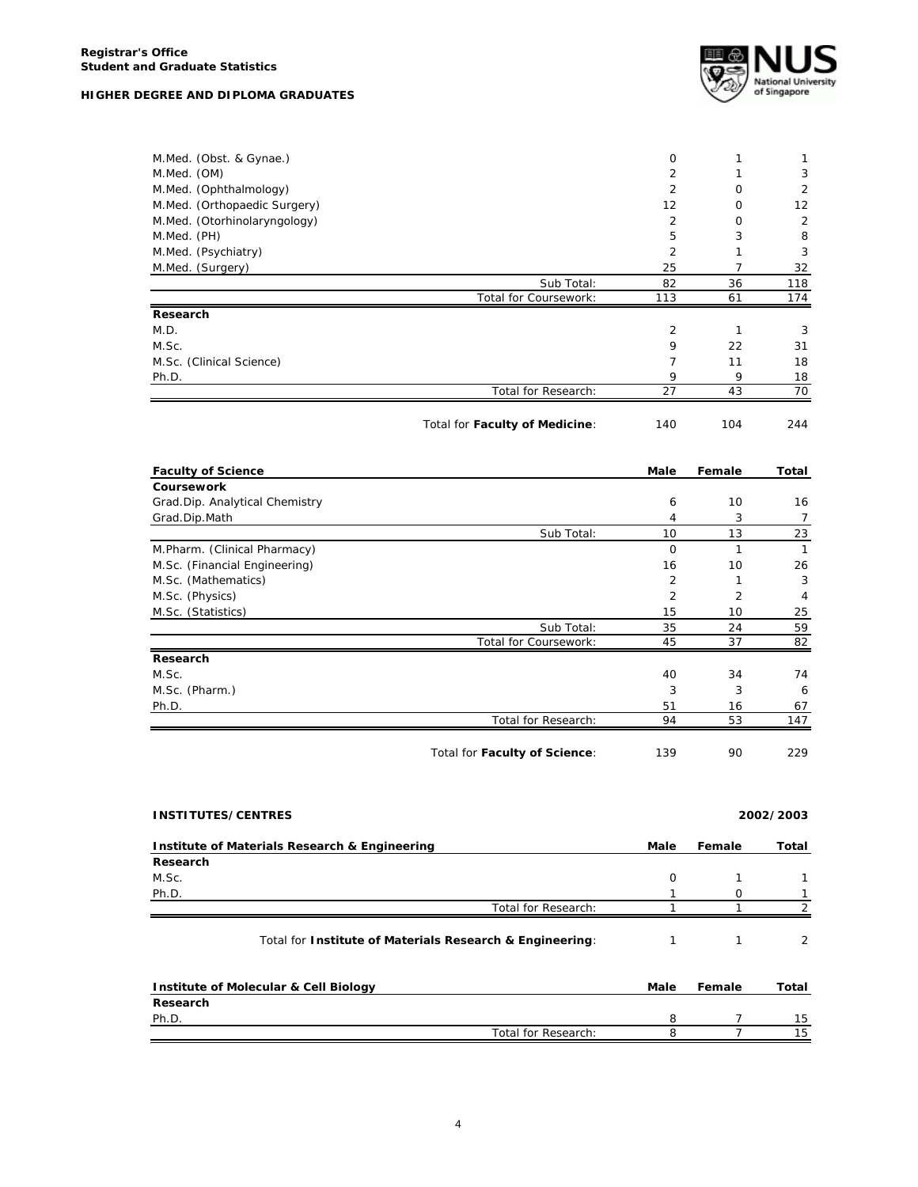| | Male | Female | Total |
|---|---|---|---|
| M.Med. (Obst. & Gynae.) | 0 | 1 | 1 |
| M.Med. (OM) | 2 | 1 | 3 |
| M.Med. (Ophthalmology) | 2 | 0 | 2 |
| M.Med. (Orthopaedic Surgery) | 12 | 0 | 12 |
| M.Med. (Otorhinolaryngology) | 2 | 0 | 2 |
| M.Med. (PH) | 5 | 3 | 8 |
| M.Med. (Psychiatry) | 2 | 1 | 3 |
| M.Med. (Surgery) | 25 | 7 | 32 |
| Sub Total: | 82 | 36 | 118 |
| Total for Coursework: | 113 | 61 | 174 |
| **Research** | | | |
| M.D. | 2 | 1 | 3 |
| M.Sc. | 9 | 22 | 31 |
| M.Sc. (Clinical Science) | 7 | 11 | 18 |
| Ph.D. | 9 | 9 | 18 |
| Total for Research: | 27 | 43 | 70 |
| Total for **Faculty of Medicine**: | 140 | 104 | 244 |

| **Faculty of Science** | **Male** | **Female** | **Total** |
|---|---|---|---|
| **Coursework** | | | |
| Grad.Dip. Analytical Chemistry | 6 | 10 | 16 |
| Grad.Dip.Math | 4 | 3 | 7 |
| Sub Total: | 10 | 13 | 23 |
| M.Pharm. (Clinical Pharmacy) | 0 | 1 | 1 |
| M.Sc. (Financial Engineering) | 16 | 10 | 26 |
| M.Sc. (Mathematics) | 2 | 1 | 3 |
| M.Sc. (Physics) | 2 | 2 | 4 |
| M.Sc. (Statistics) | 15 | 10 | 25 |
| Sub Total: | 35 | 24 | 59 |
| Total for Coursework: | 45 | 37 | 82 |
| **Research** | | | |
| M.Sc. | 40 | 34 | 74 |
| M.Sc. (Pharm.) | 3 | 3 | 6 |
| Ph.D. | 51 | 16 | 67 |
| Total for Research: | 94 | 53 | 147 |
| Total for **Faculty of Science**: | 139 | 90 | 229 |

## INSTITUTES/CENTRES

**2002/2003**

| **Institute of Materials Research & Engineering** | **Male** | **Female** | **Total** |
|---|---|---|---|
| **Research** | | | |
| M.Sc. | 0 | 1 | 1 |
| Ph.D. | 1 | 0 | 1 |
| Total for Research: | 1 | 1 | 2 |
| Total for **Institute of Materials Research & Engineering**: | 1 | 1 | 2 |

| **Institute of Molecular & Cell Biology** | **Male** | **Female** | **Total** |
|---|---|---|---|
| **Research** | | | |
| Ph.D. | 8 | 7 | 15 |
| Total for Research: | 8 | 7 | 15 |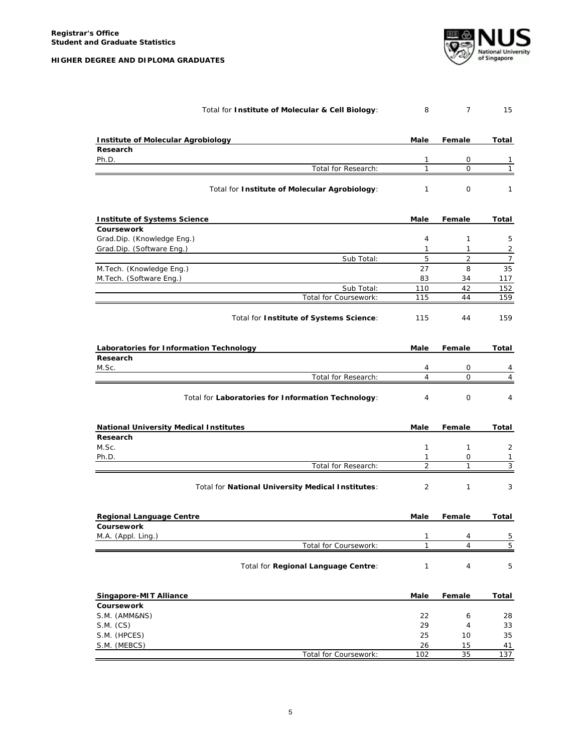| | Male | Female | Total |
|---|---|---|---|
| Total for **Institute of Molecular & Cell Biology**: | 8 | 7 | 15 |

| **Institute of Molecular Agrobiology** | **Male** | **Female** | **Total** |
|---|---|---|---|
| **Research** | | | |
| Ph.D. | 1 | 0 | 1 |
| Total for Research: | 1 | 0 | 1 |
| Total for **Institute of Molecular Agrobiology**: | 1 | 0 | 1 |

| **Institute of Systems Science** | **Male** | **Female** | **Total** |
|---|---|---|---|
| **Coursework** | | | |
| Grad.Dip. (Knowledge Eng.) | 4 | 1 | 5 |
| Grad.Dip. (Software Eng.) | 1 | 1 | 2 |
| Sub Total: | 5 | 2 | 7 |
| M.Tech. (Knowledge Eng.) | 27 | 8 | 35 |
| M.Tech. (Software Eng.) | 83 | 34 | 117 |
| Sub Total: | 110 | 42 | 152 |
| Total for Coursework: | 115 | 44 | 159 |
| Total for **Institute of Systems Science**: | 115 | 44 | 159 |

| **Laboratories for Information Technology** | **Male** | **Female** | **Total** |
|---|---|---|---|
| **Research** | | | |
| M.Sc. | 4 | 0 | 4 |
| Total for Research: | 4 | 0 | 4 |
| Total for **Laboratories for Information Technology**: | 4 | 0 | 4 |

| **National University Medical Institutes** | **Male** | **Female** | **Total** |
|---|---|---|---|
| **Research** | | | |
| M.Sc. | 1 | 1 | 2 |
| Ph.D. | 1 | 0 | 1 |
| Total for Research: | 2 | 1 | 3 |
| Total for **National University Medical Institutes**: | 2 | 1 | 3 |

| **Regional Language Centre** | **Male** | **Female** | **Total** |
|---|---|---|---|
| **Coursework** | | | |
| M.A. (Appl. Ling.) | 1 | 4 | 5 |
| Total for Coursework: | 1 | 4 | 5 |
| Total for **Regional Language Centre**: | 1 | 4 | 5 |

| **Singapore-MIT Alliance** | **Male** | **Female** | **Total** |
|---|---|---|---|
| **Coursework** | | | |
| S.M. (AMM&NS) | 22 | 6 | 28 |
| S.M. (CS) | 29 | 4 | 33 |
| S.M. (HPCES) | 25 | 10 | 35 |
| S.M. (MEBCS) | 26 | 15 | 41 |
| Total for Coursework: | 102 | 35 | 137 |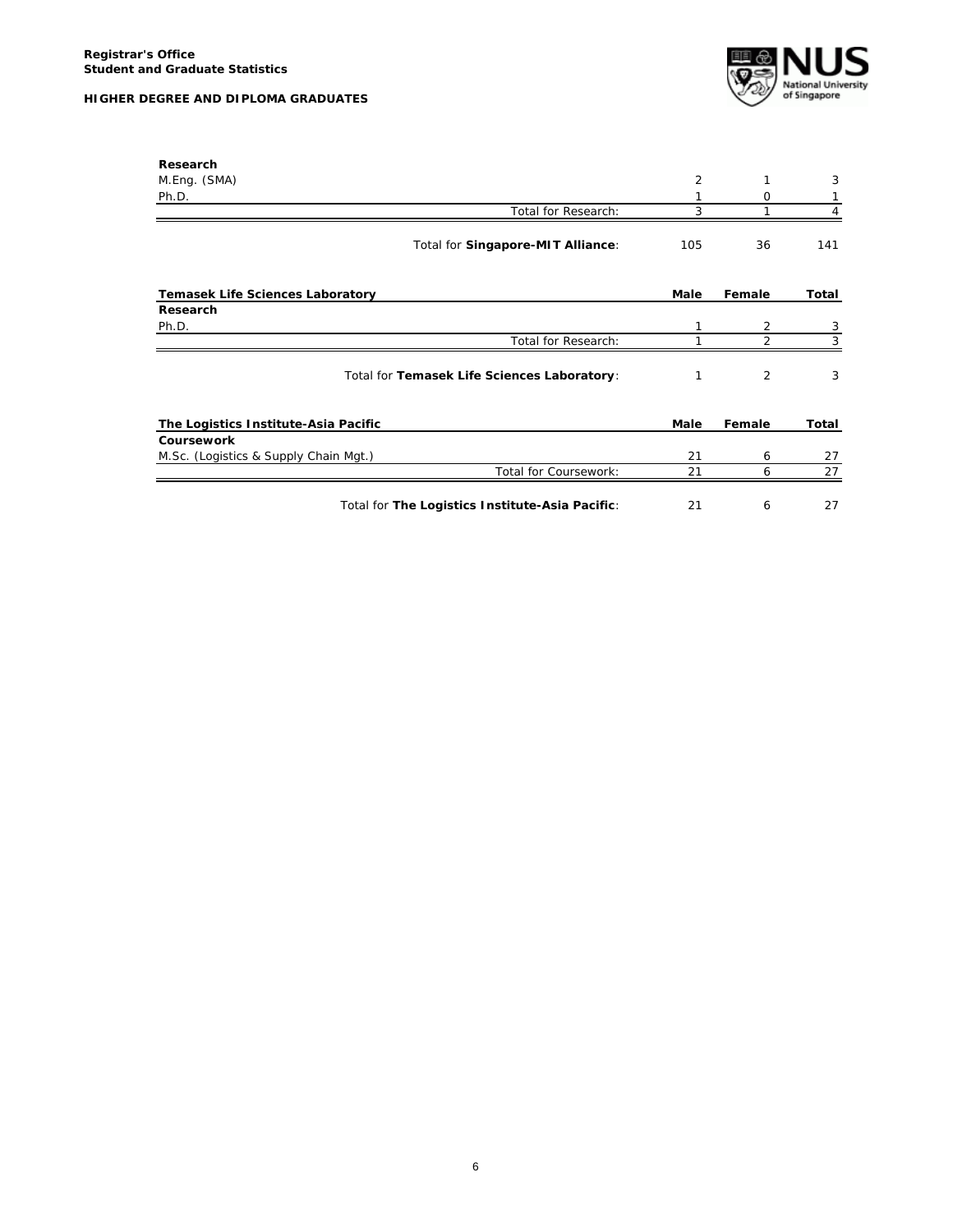**Registrar's Office**
**Student and Graduate Statistics**

**HIGHER DEGREE AND DIPLOMA GRADUATES**

| | | | |
|---|---|---|---|
| **Research** | | | |
| M.Eng. (SMA) | 2 | 1 | 3 |
| Ph.D. | 1 | 0 | 1 |
| Total for Research: | 3 | 1 | 4 |
| Total for **Singapore-MIT Alliance**: | 105 | 36 | 141 |

| Temasek Life Sciences Laboratory | Male | Female | Total |
|---|---|---|---|
| **Research** | | | |
| Ph.D. | 1 | 2 | 3 |
| Total for Research: | 1 | 2 | 3 |
| Total for **Temasek Life Sciences Laboratory**: | 1 | 2 | 3 |

| The Logistics Institute-Asia Pacific | Male | Female | Total |
|---|---|---|---|
| **Coursework** | | | |
| M.Sc. (Logistics & Supply Chain Mgt.) | 21 | 6 | 27 |
| Total for Coursework: | 21 | 6 | 27 |
| Total for **The Logistics Institute-Asia Pacific**: | 21 | 6 | 27 |